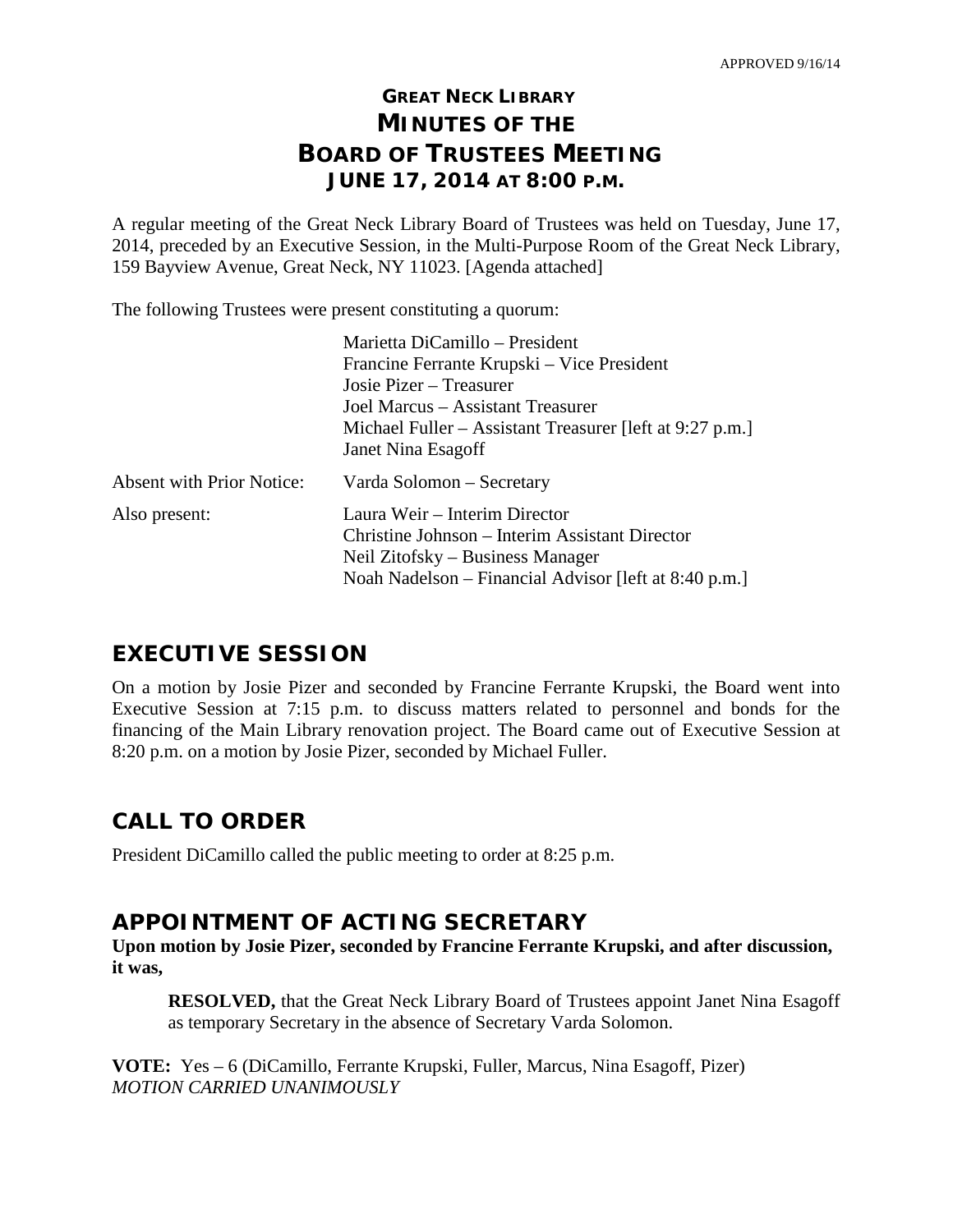APPROVED 9/16/14

# GREAT NECK LIBRARY
# MINUTES OF THE
# BOARD OF TRUSTEES MEETING
# JUNE 17, 2014 AT 8:00 P.M.

A regular meeting of the Great Neck Library Board of Trustees was held on Tuesday, June 17, 2014, preceded by an Executive Session, in the Multi-Purpose Room of the Great Neck Library, 159 Bayview Avenue, Great Neck, NY 11023. [Agenda attached]

The following Trustees were present constituting a quorum:

| | |
|---|---|
| | Marietta DiCamillo – President<br>Francine Ferrante Krupski – Vice President<br>Josie Pizer – Treasurer<br>Joel Marcus – Assistant Treasurer<br>Michael Fuller – Assistant Treasurer [left at 9:27 p.m.]<br>Janet Nina Esagoff |
| Absent with Prior Notice: | Varda Solomon – Secretary |
| Also present: | Laura Weir – Interim Director<br>Christine Johnson – Interim Assistant Director<br>Neil Zitofsky – Business Manager<br>Noah Nadelson – Financial Advisor [left at 8:40 p.m.] |

## EXECUTIVE SESSION

On a motion by Josie Pizer and seconded by Francine Ferrante Krupski, the Board went into Executive Session at 7:15 p.m. to discuss matters related to personnel and bonds for the financing of the Main Library renovation project. The Board came out of Executive Session at 8:20 p.m. on a motion by Josie Pizer, seconded by Michael Fuller.

## CALL TO ORDER

President DiCamillo called the public meeting to order at 8:25 p.m.

## APPOINTMENT OF ACTING SECRETARY

**Upon motion by Josie Pizer, seconded by Francine Ferrante Krupski, and after discussion, it was,**

> **RESOLVED,** that the Great Neck Library Board of Trustees appoint Janet Nina Esagoff as temporary Secretary in the absence of Secretary Varda Solomon.

**VOTE:** Yes – 6 (DiCamillo, Ferrante Krupski, Fuller, Marcus, Nina Esagoff, Pizer)
*MOTION CARRIED UNANIMOUSLY*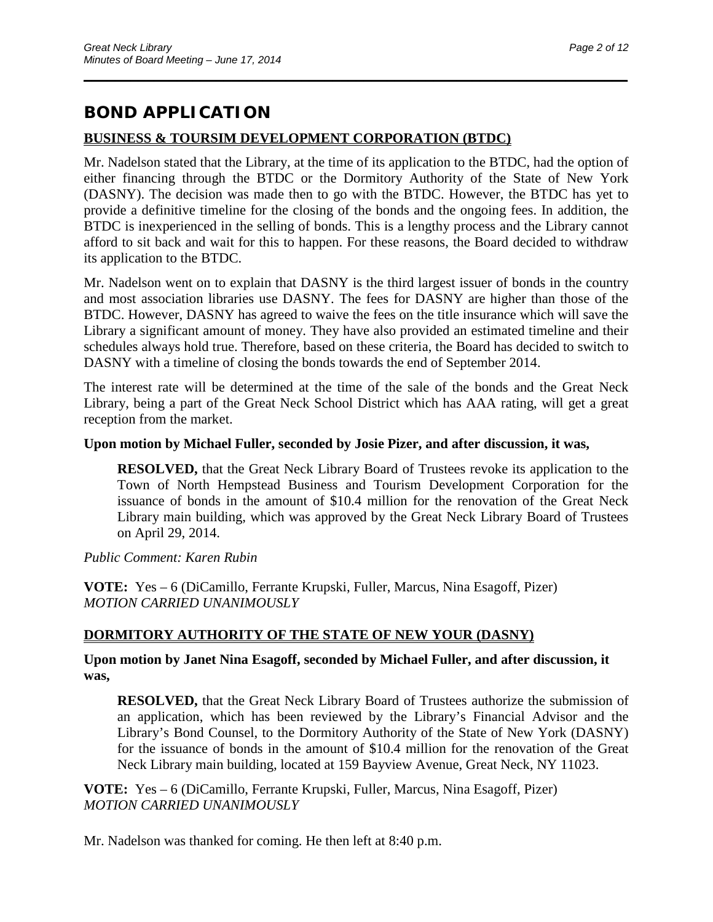## BOND APPLICATION

### BUSINESS & TOURSIM DEVELOPMENT CORPORATION (BTDC)

Mr. Nadelson stated that the Library, at the time of its application to the BTDC, had the option of either financing through the BTDC or the Dormitory Authority of the State of New York (DASNY). The decision was made then to go with the BTDC. However, the BTDC has yet to provide a definitive timeline for the closing of the bonds and the ongoing fees. In addition, the BTDC is inexperienced in the selling of bonds. This is a lengthy process and the Library cannot afford to sit back and wait for this to happen. For these reasons, the Board decided to withdraw its application to the BTDC.

Mr. Nadelson went on to explain that DASNY is the third largest issuer of bonds in the country and most association libraries use DASNY. The fees for DASNY are higher than those of the BTDC. However, DASNY has agreed to waive the fees on the title insurance which will save the Library a significant amount of money. They have also provided an estimated timeline and their schedules always hold true. Therefore, based on these criteria, the Board has decided to switch to DASNY with a timeline of closing the bonds towards the end of September 2014.

The interest rate will be determined at the time of the sale of the bonds and the Great Neck Library, being a part of the Great Neck School District which has AAA rating, will get a great reception from the market.

**Upon motion by Michael Fuller, seconded by Josie Pizer, and after discussion, it was,**

> **RESOLVED,** that the Great Neck Library Board of Trustees revoke its application to the Town of North Hempstead Business and Tourism Development Corporation for the issuance of bonds in the amount of $10.4 million for the renovation of the Great Neck Library main building, which was approved by the Great Neck Library Board of Trustees on April 29, 2014.

*Public Comment: Karen Rubin*

**VOTE:** Yes – 6 (DiCamillo, Ferrante Krupski, Fuller, Marcus, Nina Esagoff, Pizer)
*MOTION CARRIED UNANIMOUSLY*

### DORMITORY AUTHORITY OF THE STATE OF NEW YOUR (DASNY)

**Upon motion by Janet Nina Esagoff, seconded by Michael Fuller, and after discussion, it was,**

> **RESOLVED,** that the Great Neck Library Board of Trustees authorize the submission of an application, which has been reviewed by the Library's Financial Advisor and the Library's Bond Counsel, to the Dormitory Authority of the State of New York (DASNY) for the issuance of bonds in the amount of $10.4 million for the renovation of the Great Neck Library main building, located at 159 Bayview Avenue, Great Neck, NY 11023.

**VOTE:** Yes – 6 (DiCamillo, Ferrante Krupski, Fuller, Marcus, Nina Esagoff, Pizer)
*MOTION CARRIED UNANIMOUSLY*

Mr. Nadelson was thanked for coming. He then left at 8:40 p.m.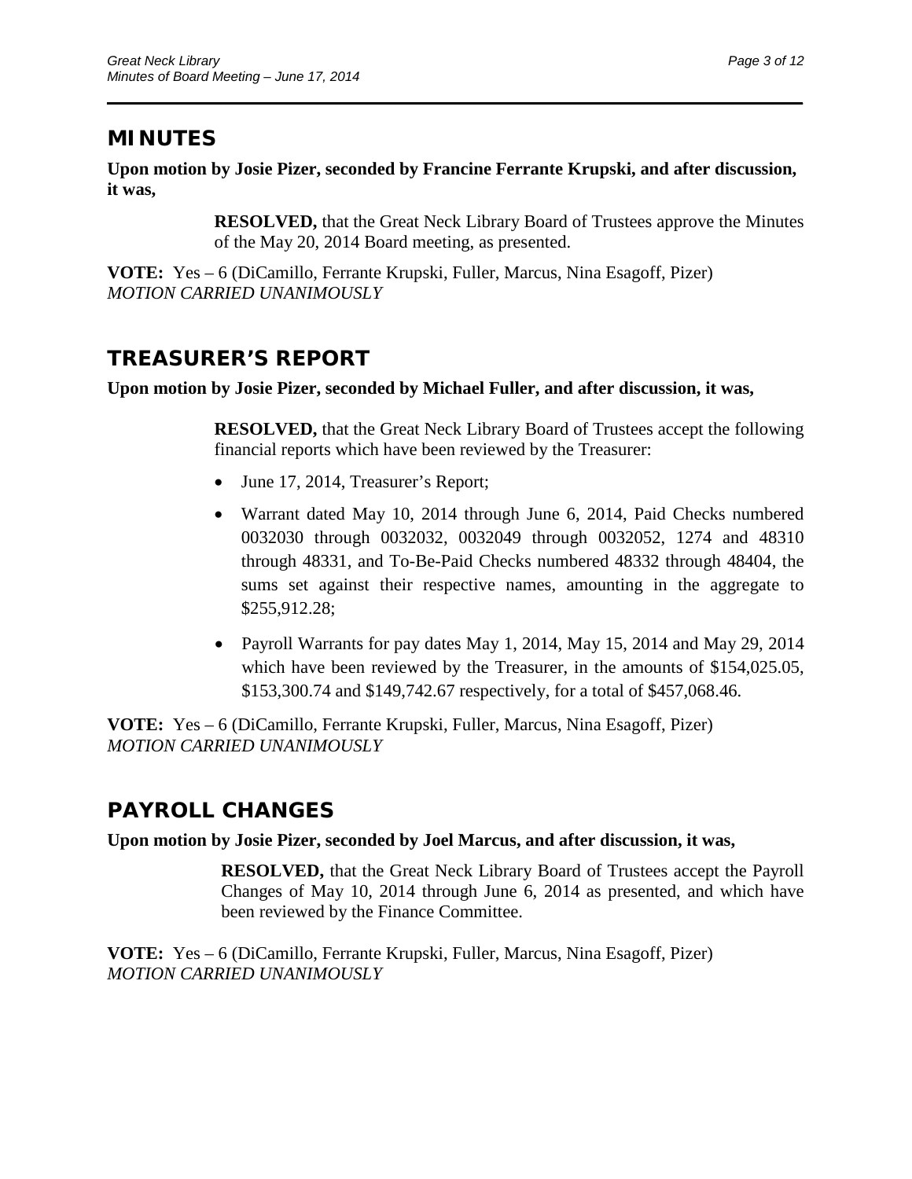## MINUTES

**Upon motion by Josie Pizer, seconded by Francine Ferrante Krupski, and after discussion, it was,**

> **RESOLVED,** that the Great Neck Library Board of Trustees approve the Minutes of the May 20, 2014 Board meeting, as presented.

**VOTE:** Yes – 6 (DiCamillo, Ferrante Krupski, Fuller, Marcus, Nina Esagoff, Pizer)
*MOTION CARRIED UNANIMOUSLY*

## TREASURER'S REPORT

**Upon motion by Josie Pizer, seconded by Michael Fuller, and after discussion, it was,**

> **RESOLVED,** that the Great Neck Library Board of Trustees accept the following financial reports which have been reviewed by the Treasurer:
>
> - June 17, 2014, Treasurer's Report;
> - Warrant dated May 10, 2014 through June 6, 2014, Paid Checks numbered 0032030 through 0032032, 0032049 through 0032052, 1274 and 48310 through 48331, and To-Be-Paid Checks numbered 48332 through 48404, the sums set against their respective names, amounting in the aggregate to $255,912.28;
> - Payroll Warrants for pay dates May 1, 2014, May 15, 2014 and May 29, 2014 which have been reviewed by the Treasurer, in the amounts of $154,025.05, $153,300.74 and $149,742.67 respectively, for a total of $457,068.46.

**VOTE:** Yes – 6 (DiCamillo, Ferrante Krupski, Fuller, Marcus, Nina Esagoff, Pizer)
*MOTION CARRIED UNANIMOUSLY*

## PAYROLL CHANGES

**Upon motion by Josie Pizer, seconded by Joel Marcus, and after discussion, it was,**

> **RESOLVED,** that the Great Neck Library Board of Trustees accept the Payroll Changes of May 10, 2014 through June 6, 2014 as presented, and which have been reviewed by the Finance Committee.

**VOTE:** Yes – 6 (DiCamillo, Ferrante Krupski, Fuller, Marcus, Nina Esagoff, Pizer)
*MOTION CARRIED UNANIMOUSLY*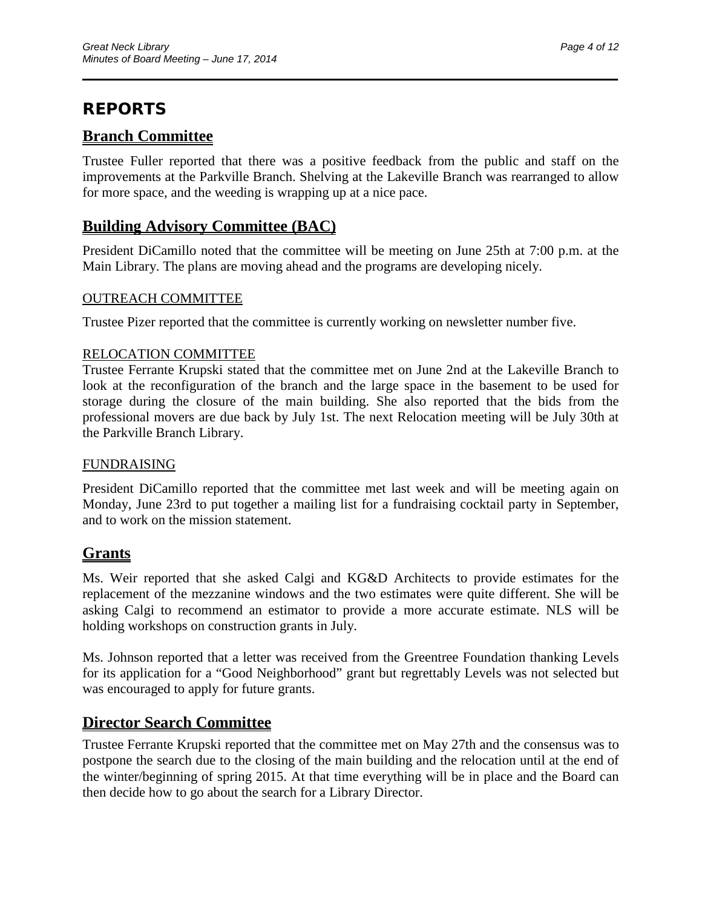# REPORTS

## Branch Committee

Trustee Fuller reported that there was a positive feedback from the public and staff on the improvements at the Parkville Branch. Shelving at the Lakeville Branch was rearranged to allow for more space, and the weeding is wrapping up at a nice pace.

## Building Advisory Committee (BAC)

President DiCamillo noted that the committee will be meeting on June 25th at 7:00 p.m. at the Main Library. The plans are moving ahead and the programs are developing nicely.

### OUTREACH COMMITTEE

Trustee Pizer reported that the committee is currently working on newsletter number five.

### RELOCATION COMMITTEE

Trustee Ferrante Krupski stated that the committee met on June 2nd at the Lakeville Branch to look at the reconfiguration of the branch and the large space in the basement to be used for storage during the closure of the main building. She also reported that the bids from the professional movers are due back by July 1st. The next Relocation meeting will be July 30th at the Parkville Branch Library.

### FUNDRAISING

President DiCamillo reported that the committee met last week and will be meeting again on Monday, June 23rd to put together a mailing list for a fundraising cocktail party in September, and to work on the mission statement.

## Grants

Ms. Weir reported that she asked Calgi and KG&D Architects to provide estimates for the replacement of the mezzanine windows and the two estimates were quite different. She will be asking Calgi to recommend an estimator to provide a more accurate estimate. NLS will be holding workshops on construction grants in July.

Ms. Johnson reported that a letter was received from the Greentree Foundation thanking Levels for its application for a "Good Neighborhood" grant but regrettably Levels was not selected but was encouraged to apply for future grants.

## Director Search Committee

Trustee Ferrante Krupski reported that the committee met on May 27th and the consensus was to postpone the search due to the closing of the main building and the relocation until at the end of the winter/beginning of spring 2015. At that time everything will be in place and the Board can then decide how to go about the search for a Library Director.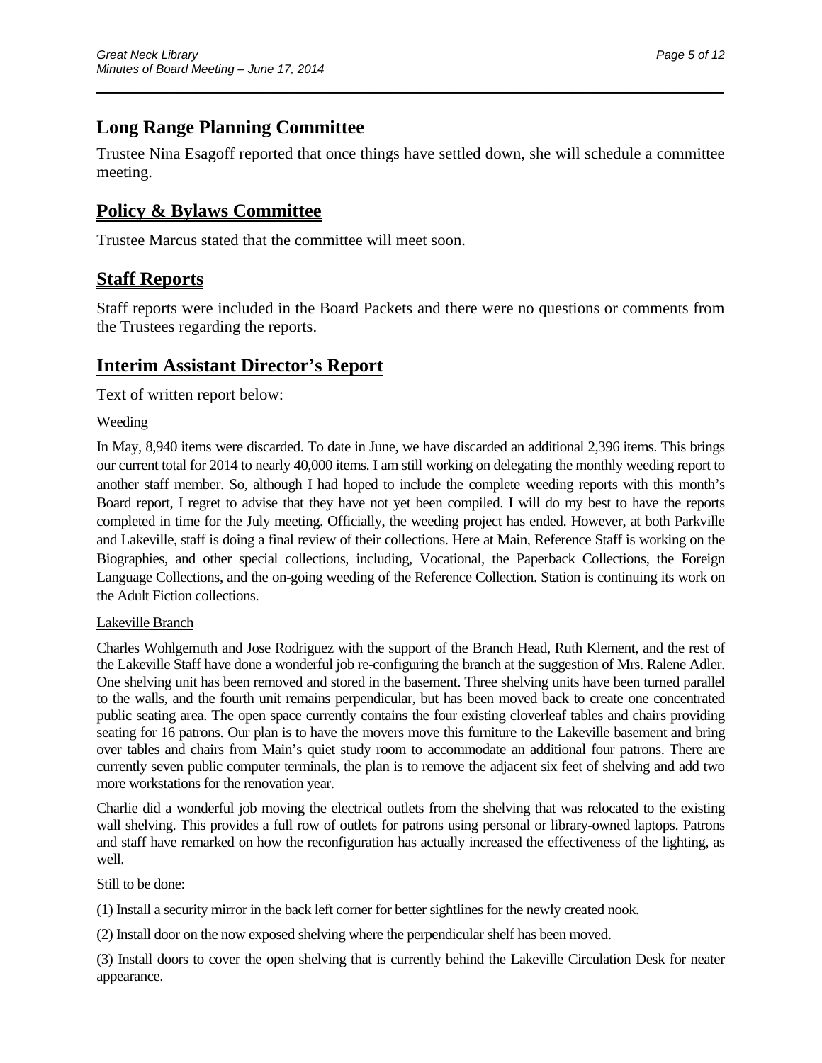## Long Range Planning Committee

Trustee Nina Esagoff reported that once things have settled down, she will schedule a committee meeting.

## Policy & Bylaws Committee

Trustee Marcus stated that the committee will meet soon.

## Staff Reports

Staff reports were included in the Board Packets and there were no questions or comments from the Trustees regarding the reports.

## Interim Assistant Director's Report

Text of written report below:

Weeding

In May, 8,940 items were discarded. To date in June, we have discarded an additional 2,396 items. This brings our current total for 2014 to nearly 40,000 items. I am still working on delegating the monthly weeding report to another staff member. So, although I had hoped to include the complete weeding reports with this month's Board report, I regret to advise that they have not yet been compiled. I will do my best to have the reports completed in time for the July meeting. Officially, the weeding project has ended. However, at both Parkville and Lakeville, staff is doing a final review of their collections. Here at Main, Reference Staff is working on the Biographies, and other special collections, including, Vocational, the Paperback Collections, the Foreign Language Collections, and the on-going weeding of the Reference Collection. Station is continuing its work on the Adult Fiction collections.

Lakeville Branch

Charles Wohlgemuth and Jose Rodriguez with the support of the Branch Head, Ruth Klement, and the rest of the Lakeville Staff have done a wonderful job re-configuring the branch at the suggestion of Mrs. Ralene Adler. One shelving unit has been removed and stored in the basement. Three shelving units have been turned parallel to the walls, and the fourth unit remains perpendicular, but has been moved back to create one concentrated public seating area. The open space currently contains the four existing cloverleaf tables and chairs providing seating for 16 patrons. Our plan is to have the movers move this furniture to the Lakeville basement and bring over tables and chairs from Main's quiet study room to accommodate an additional four patrons. There are currently seven public computer terminals, the plan is to remove the adjacent six feet of shelving and add two more workstations for the renovation year.

Charlie did a wonderful job moving the electrical outlets from the shelving that was relocated to the existing wall shelving. This provides a full row of outlets for patrons using personal or library-owned laptops. Patrons and staff have remarked on how the reconfiguration has actually increased the effectiveness of the lighting, as well.

Still to be done:

(1) Install a security mirror in the back left corner for better sightlines for the newly created nook.

(2) Install door on the now exposed shelving where the perpendicular shelf has been moved.

(3) Install doors to cover the open shelving that is currently behind the Lakeville Circulation Desk for neater appearance.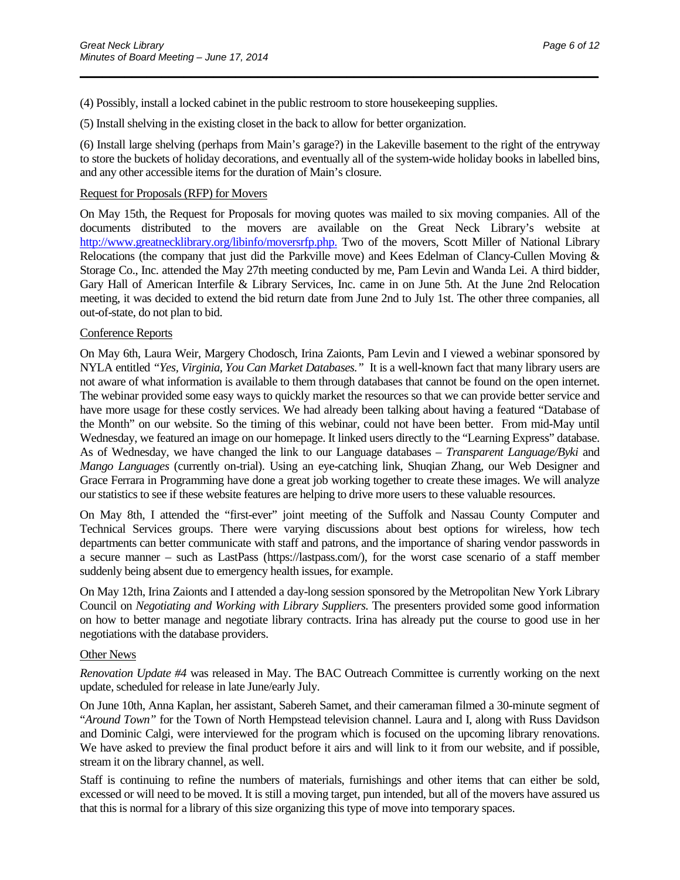(4) Possibly, install a locked cabinet in the public restroom to store housekeeping supplies.

(5) Install shelving in the existing closet in the back to allow for better organization.

(6) Install large shelving (perhaps from Main's garage?) in the Lakeville basement to the right of the entryway to store the buckets of holiday decorations, and eventually all of the system-wide holiday books in labelled bins, and any other accessible items for the duration of Main's closure.

Request for Proposals (RFP) for Movers

On May 15th, the Request for Proposals for moving quotes was mailed to six moving companies. All of the documents distributed to the movers are available on the Great Neck Library's website at http://www.greatnecklibrary.org/libinfo/moversrfp.php. Two of the movers, Scott Miller of National Library Relocations (the company that just did the Parkville move) and Kees Edelman of Clancy-Cullen Moving & Storage Co., Inc. attended the May 27th meeting conducted by me, Pam Levin and Wanda Lei. A third bidder, Gary Hall of American Interfile & Library Services, Inc. came in on June 5th. At the June 2nd Relocation meeting, it was decided to extend the bid return date from June 2nd to July 1st. The other three companies, all out-of-state, do not plan to bid.

Conference Reports

On May 6th, Laura Weir, Margery Chodosch, Irina Zaionts, Pam Levin and I viewed a webinar sponsored by NYLA entitled *"Yes, Virginia, You Can Market Databases."* It is a well-known fact that many library users are not aware of what information is available to them through databases that cannot be found on the open internet. The webinar provided some easy ways to quickly market the resources so that we can provide better service and have more usage for these costly services. We had already been talking about having a featured "Database of the Month" on our website. So the timing of this webinar, could not have been better. From mid-May until Wednesday, we featured an image on our homepage. It linked users directly to the "Learning Express" database. As of Wednesday, we have changed the link to our Language databases – *Transparent Language/Byki* and *Mango Languages* (currently on-trial). Using an eye-catching link, Shuqian Zhang, our Web Designer and Grace Ferrara in Programming have done a great job working together to create these images. We will analyze our statistics to see if these website features are helping to drive more users to these valuable resources.

On May 8th, I attended the "first-ever" joint meeting of the Suffolk and Nassau County Computer and Technical Services groups. There were varying discussions about best options for wireless, how tech departments can better communicate with staff and patrons, and the importance of sharing vendor passwords in a secure manner – such as LastPass (https://lastpass.com/), for the worst case scenario of a staff member suddenly being absent due to emergency health issues, for example.

On May 12th, Irina Zaionts and I attended a day-long session sponsored by the Metropolitan New York Library Council on *Negotiating and Working with Library Suppliers.* The presenters provided some good information on how to better manage and negotiate library contracts. Irina has already put the course to good use in her negotiations with the database providers.

Other News

*Renovation Update #4* was released in May. The BAC Outreach Committee is currently working on the next update, scheduled for release in late June/early July.

On June 10th, Anna Kaplan, her assistant, Sabereh Samet, and their cameraman filmed a 30-minute segment of "*Around Town"* for the Town of North Hempstead television channel. Laura and I, along with Russ Davidson and Dominic Calgi, were interviewed for the program which is focused on the upcoming library renovations. We have asked to preview the final product before it airs and will link to it from our website, and if possible, stream it on the library channel, as well.

Staff is continuing to refine the numbers of materials, furnishings and other items that can either be sold, excessed or will need to be moved. It is still a moving target, pun intended, but all of the movers have assured us that this is normal for a library of this size organizing this type of move into temporary spaces.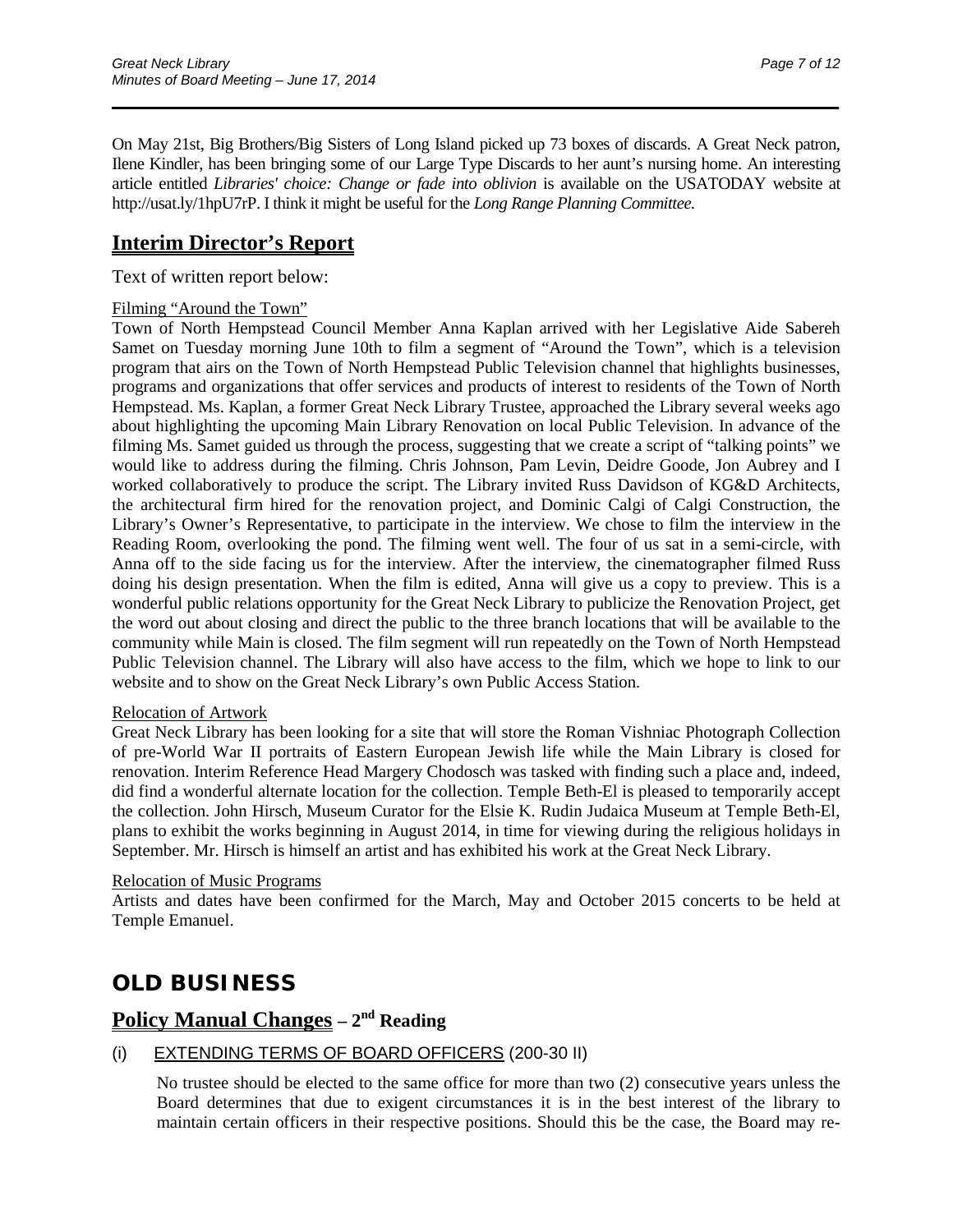On May 21st, Big Brothers/Big Sisters of Long Island picked up 73 boxes of discards. A Great Neck patron, Ilene Kindler, has been bringing some of our Large Type Discards to her aunt's nursing home. An interesting article entitled *Libraries' choice: Change or fade into oblivion* is available on the USATODAY website at http://usat.ly/1hpU7rP. I think it might be useful for the *Long Range Planning Committee.*

## Interim Director's Report

Text of written report below:

Filming "Around the Town"

Town of North Hempstead Council Member Anna Kaplan arrived with her Legislative Aide Sabereh Samet on Tuesday morning June 10th to film a segment of "Around the Town", which is a television program that airs on the Town of North Hempstead Public Television channel that highlights businesses, programs and organizations that offer services and products of interest to residents of the Town of North Hempstead. Ms. Kaplan, a former Great Neck Library Trustee, approached the Library several weeks ago about highlighting the upcoming Main Library Renovation on local Public Television. In advance of the filming Ms. Samet guided us through the process, suggesting that we create a script of "talking points" we would like to address during the filming. Chris Johnson, Pam Levin, Deidre Goode, Jon Aubrey and I worked collaboratively to produce the script. The Library invited Russ Davidson of KG&D Architects, the architectural firm hired for the renovation project, and Dominic Calgi of Calgi Construction, the Library's Owner's Representative, to participate in the interview. We chose to film the interview in the Reading Room, overlooking the pond. The filming went well. The four of us sat in a semi-circle, with Anna off to the side facing us for the interview. After the interview, the cinematographer filmed Russ doing his design presentation. When the film is edited, Anna will give us a copy to preview. This is a wonderful public relations opportunity for the Great Neck Library to publicize the Renovation Project, get the word out about closing and direct the public to the three branch locations that will be available to the community while Main is closed. The film segment will run repeatedly on the Town of North Hempstead Public Television channel. The Library will also have access to the film, which we hope to link to our website and to show on the Great Neck Library's own Public Access Station.

Relocation of Artwork

Great Neck Library has been looking for a site that will store the Roman Vishniac Photograph Collection of pre-World War II portraits of Eastern European Jewish life while the Main Library is closed for renovation. Interim Reference Head Margery Chodosch was tasked with finding such a place and, indeed, did find a wonderful alternate location for the collection. Temple Beth-El is pleased to temporarily accept the collection. John Hirsch, Museum Curator for the Elsie K. Rudin Judaica Museum at Temple Beth-El, plans to exhibit the works beginning in August 2014, in time for viewing during the religious holidays in September. Mr. Hirsch is himself an artist and has exhibited his work at the Great Neck Library.

Relocation of Music Programs

Artists and dates have been confirmed for the March, May and October 2015 concerts to be held at Temple Emanuel.

# OLD BUSINESS

## Policy Manual Changes – 2nd Reading

(i) EXTENDING TERMS OF BOARD OFFICERS (200-30 II)

No trustee should be elected to the same office for more than two (2) consecutive years unless the Board determines that due to exigent circumstances it is in the best interest of the library to maintain certain officers in their respective positions. Should this be the case, the Board may re-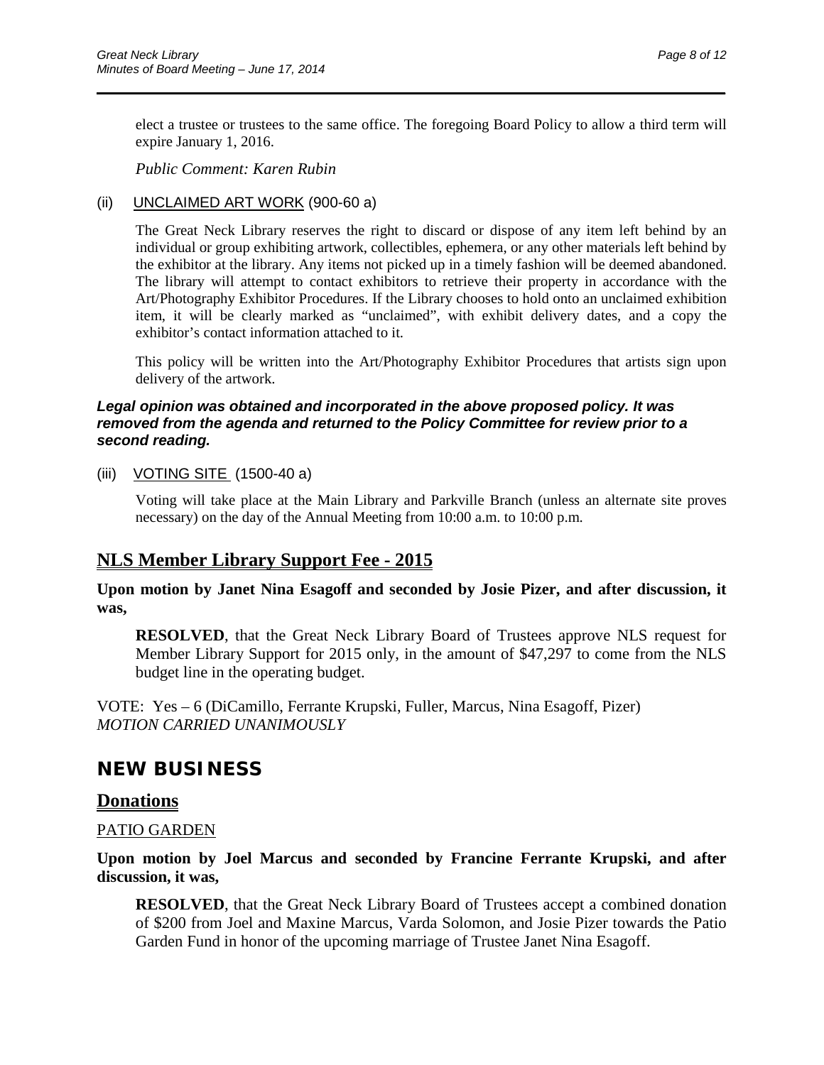elect a trustee or trustees to the same office. The foregoing Board Policy to allow a third term will expire January 1, 2016.

*Public Comment: Karen Rubin*

(ii) UNCLAIMED ART WORK (900-60 a)

The Great Neck Library reserves the right to discard or dispose of any item left behind by an individual or group exhibiting artwork, collectibles, ephemera, or any other materials left behind by the exhibitor at the library. Any items not picked up in a timely fashion will be deemed abandoned. The library will attempt to contact exhibitors to retrieve their property in accordance with the Art/Photography Exhibitor Procedures. If the Library chooses to hold onto an unclaimed exhibition item, it will be clearly marked as "unclaimed", with exhibit delivery dates, and a copy the exhibitor's contact information attached to it.

This policy will be written into the Art/Photography Exhibitor Procedures that artists sign upon delivery of the artwork.

***Legal opinion was obtained and incorporated in the above proposed policy. It was removed from the agenda and returned to the Policy Committee for review prior to a second reading.***

(iii) VOTING SITE (1500-40 a)

Voting will take place at the Main Library and Parkville Branch (unless an alternate site proves necessary) on the day of the Annual Meeting from 10:00 a.m. to 10:00 p.m.

## NLS Member Library Support Fee - 2015

**Upon motion by Janet Nina Esagoff and seconded by Josie Pizer, and after discussion, it was,**

**RESOLVED**, that the Great Neck Library Board of Trustees approve NLS request for Member Library Support for 2015 only, in the amount of $47,297 to come from the NLS budget line in the operating budget.

VOTE: Yes – 6 (DiCamillo, Ferrante Krupski, Fuller, Marcus, Nina Esagoff, Pizer)
*MOTION CARRIED UNANIMOUSLY*

# NEW BUSINESS

## Donations

PATIO GARDEN

**Upon motion by Joel Marcus and seconded by Francine Ferrante Krupski, and after discussion, it was,**

**RESOLVED**, that the Great Neck Library Board of Trustees accept a combined donation of $200 from Joel and Maxine Marcus, Varda Solomon, and Josie Pizer towards the Patio Garden Fund in honor of the upcoming marriage of Trustee Janet Nina Esagoff.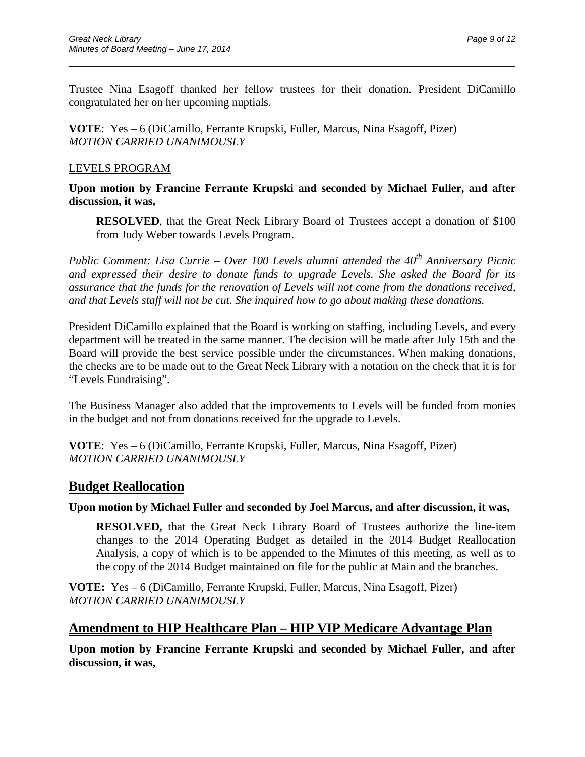Trustee Nina Esagoff thanked her fellow trustees for their donation. President DiCamillo congratulated her on her upcoming nuptials.

**VOTE**: Yes – 6 (DiCamillo, Ferrante Krupski, Fuller, Marcus, Nina Esagoff, Pizer)
*MOTION CARRIED UNANIMOUSLY*

LEVELS PROGRAM

**Upon motion by Francine Ferrante Krupski and seconded by Michael Fuller, and after discussion, it was,**

> **RESOLVED**, that the Great Neck Library Board of Trustees accept a donation of $100 from Judy Weber towards Levels Program.

*Public Comment: Lisa Currie – Over 100 Levels alumni attended the 40th Anniversary Picnic and expressed their desire to donate funds to upgrade Levels. She asked the Board for its assurance that the funds for the renovation of Levels will not come from the donations received, and that Levels staff will not be cut. She inquired how to go about making these donations.*

President DiCamillo explained that the Board is working on staffing, including Levels, and every department will be treated in the same manner. The decision will be made after July 15th and the Board will provide the best service possible under the circumstances. When making donations, the checks are to be made out to the Great Neck Library with a notation on the check that it is for "Levels Fundraising".

The Business Manager also added that the improvements to Levels will be funded from monies in the budget and not from donations received for the upgrade to Levels.

**VOTE**: Yes – 6 (DiCamillo, Ferrante Krupski, Fuller, Marcus, Nina Esagoff, Pizer)
*MOTION CARRIED UNANIMOUSLY*

## Budget Reallocation

**Upon motion by Michael Fuller and seconded by Joel Marcus, and after discussion, it was,**

> **RESOLVED,** that the Great Neck Library Board of Trustees authorize the line-item changes to the 2014 Operating Budget as detailed in the 2014 Budget Reallocation Analysis, a copy of which is to be appended to the Minutes of this meeting, as well as to the copy of the 2014 Budget maintained on file for the public at Main and the branches.

**VOTE:** Yes – 6 (DiCamillo, Ferrante Krupski, Fuller, Marcus, Nina Esagoff, Pizer)
*MOTION CARRIED UNANIMOUSLY*

## Amendment to HIP Healthcare Plan – HIP VIP Medicare Advantage Plan

**Upon motion by Francine Ferrante Krupski and seconded by Michael Fuller, and after discussion, it was,**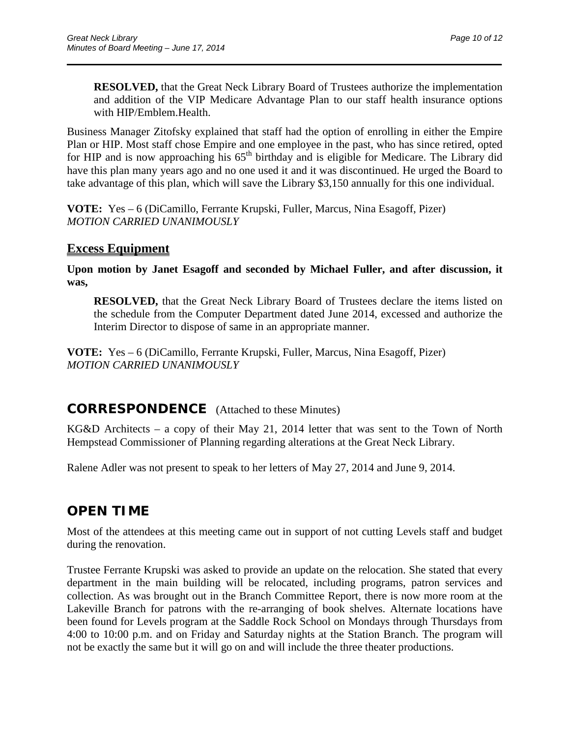**RESOLVED,** that the Great Neck Library Board of Trustees authorize the implementation and addition of the VIP Medicare Advantage Plan to our staff health insurance options with HIP/Emblem.Health.

Business Manager Zitofsky explained that staff had the option of enrolling in either the Empire Plan or HIP. Most staff chose Empire and one employee in the past, who has since retired, opted for HIP and is now approaching his 65th birthday and is eligible for Medicare. The Library did have this plan many years ago and no one used it and it was discontinued. He urged the Board to take advantage of this plan, which will save the Library $3,150 annually for this one individual.

**VOTE:** Yes – 6 (DiCamillo, Ferrante Krupski, Fuller, Marcus, Nina Esagoff, Pizer)
*MOTION CARRIED UNANIMOUSLY*

## Excess Equipment

**Upon motion by Janet Esagoff and seconded by Michael Fuller, and after discussion, it was,**

**RESOLVED,** that the Great Neck Library Board of Trustees declare the items listed on the schedule from the Computer Department dated June 2014, excessed and authorize the Interim Director to dispose of same in an appropriate manner.

**VOTE:** Yes – 6 (DiCamillo, Ferrante Krupski, Fuller, Marcus, Nina Esagoff, Pizer)
*MOTION CARRIED UNANIMOUSLY*

## CORRESPONDENCE (Attached to these Minutes)

KG&D Architects – a copy of their May 21, 2014 letter that was sent to the Town of North Hempstead Commissioner of Planning regarding alterations at the Great Neck Library.

Ralene Adler was not present to speak to her letters of May 27, 2014 and June 9, 2014.

## OPEN TIME

Most of the attendees at this meeting came out in support of not cutting Levels staff and budget during the renovation.

Trustee Ferrante Krupski was asked to provide an update on the relocation. She stated that every department in the main building will be relocated, including programs, patron services and collection. As was brought out in the Branch Committee Report, there is now more room at the Lakeville Branch for patrons with the re-arranging of book shelves. Alternate locations have been found for Levels program at the Saddle Rock School on Mondays through Thursdays from 4:00 to 10:00 p.m. and on Friday and Saturday nights at the Station Branch. The program will not be exactly the same but it will go on and will include the three theater productions.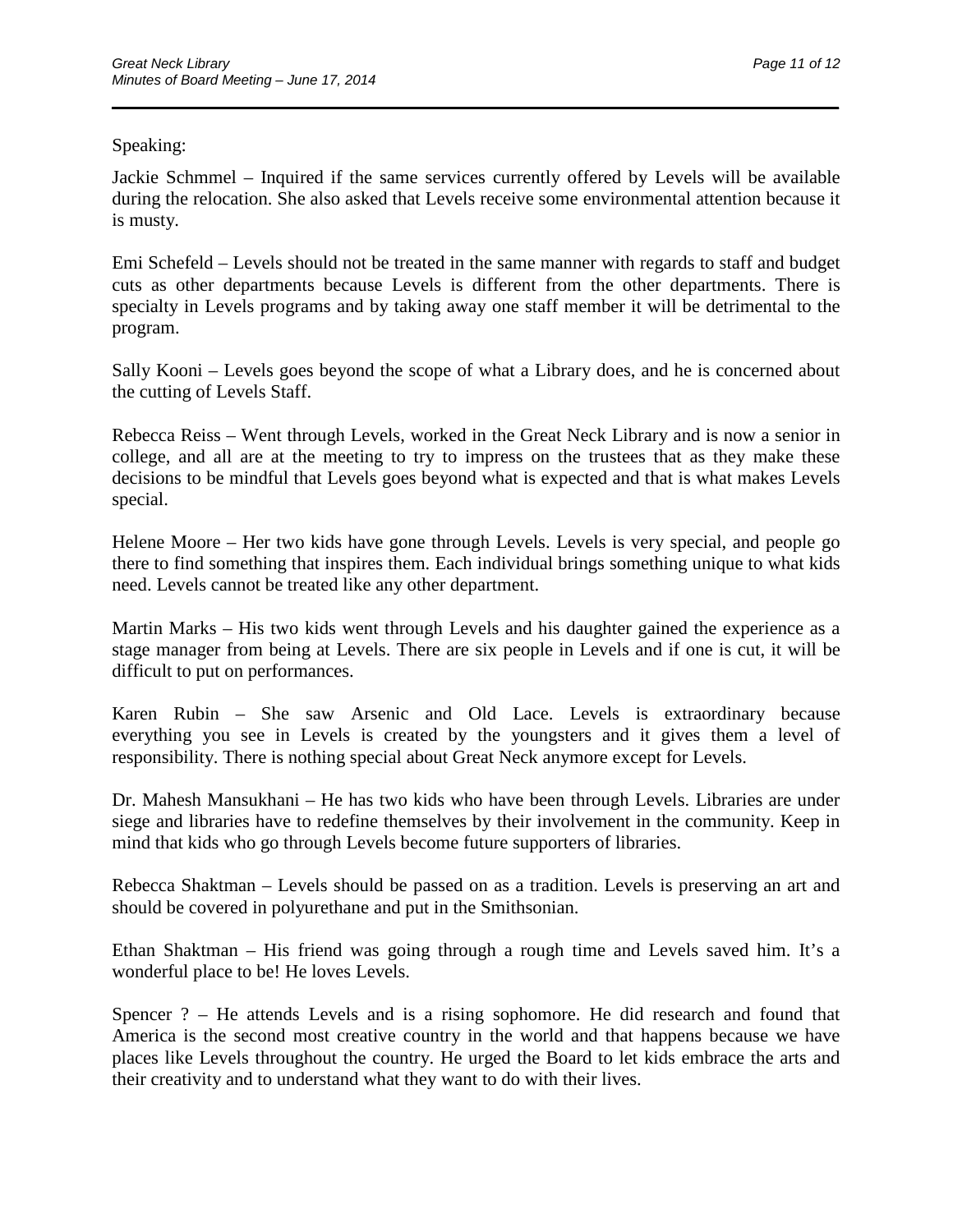Speaking:

Jackie Schmmel – Inquired if the same services currently offered by Levels will be available during the relocation. She also asked that Levels receive some environmental attention because it is musty.

Emi Schefeld – Levels should not be treated in the same manner with regards to staff and budget cuts as other departments because Levels is different from the other departments. There is specialty in Levels programs and by taking away one staff member it will be detrimental to the program.

Sally Kooni – Levels goes beyond the scope of what a Library does, and he is concerned about the cutting of Levels Staff.

Rebecca Reiss – Went through Levels, worked in the Great Neck Library and is now a senior in college, and all are at the meeting to try to impress on the trustees that as they make these decisions to be mindful that Levels goes beyond what is expected and that is what makes Levels special.

Helene Moore – Her two kids have gone through Levels. Levels is very special, and people go there to find something that inspires them. Each individual brings something unique to what kids need. Levels cannot be treated like any other department.

Martin Marks – His two kids went through Levels and his daughter gained the experience as a stage manager from being at Levels. There are six people in Levels and if one is cut, it will be difficult to put on performances.

Karen Rubin – She saw Arsenic and Old Lace. Levels is extraordinary because everything you see in Levels is created by the youngsters and it gives them a level of responsibility. There is nothing special about Great Neck anymore except for Levels.

Dr. Mahesh Mansukhani – He has two kids who have been through Levels. Libraries are under siege and libraries have to redefine themselves by their involvement in the community. Keep in mind that kids who go through Levels become future supporters of libraries.

Rebecca Shaktman – Levels should be passed on as a tradition. Levels is preserving an art and should be covered in polyurethane and put in the Smithsonian.

Ethan Shaktman – His friend was going through a rough time and Levels saved him. It's a wonderful place to be! He loves Levels.

Spencer ? – He attends Levels and is a rising sophomore. He did research and found that America is the second most creative country in the world and that happens because we have places like Levels throughout the country. He urged the Board to let kids embrace the arts and their creativity and to understand what they want to do with their lives.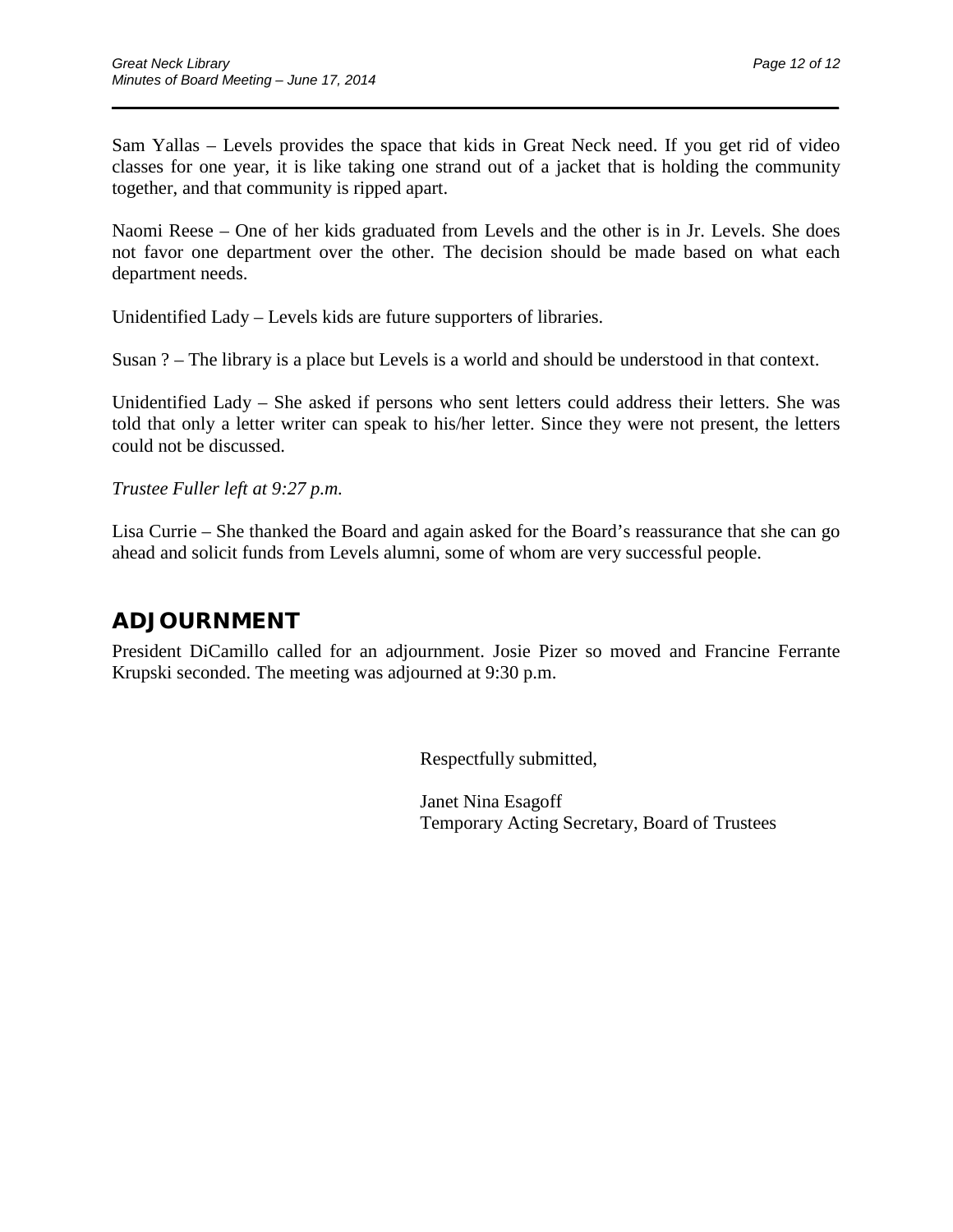Sam Yallas – Levels provides the space that kids in Great Neck need. If you get rid of video classes for one year, it is like taking one strand out of a jacket that is holding the community together, and that community is ripped apart.

Naomi Reese – One of her kids graduated from Levels and the other is in Jr. Levels. She does not favor one department over the other. The decision should be made based on what each department needs.

Unidentified Lady – Levels kids are future supporters of libraries.

Susan ? – The library is a place but Levels is a world and should be understood in that context.

Unidentified Lady – She asked if persons who sent letters could address their letters. She was told that only a letter writer can speak to his/her letter. Since they were not present, the letters could not be discussed.

*Trustee Fuller left at 9:27 p.m.*

Lisa Currie – She thanked the Board and again asked for the Board's reassurance that she can go ahead and solicit funds from Levels alumni, some of whom are very successful people.

## ADJOURNMENT

President DiCamillo called for an adjournment. Josie Pizer so moved and Francine Ferrante Krupski seconded. The meeting was adjourned at 9:30 p.m.

Respectfully submitted,

Janet Nina Esagoff
Temporary Acting Secretary, Board of Trustees